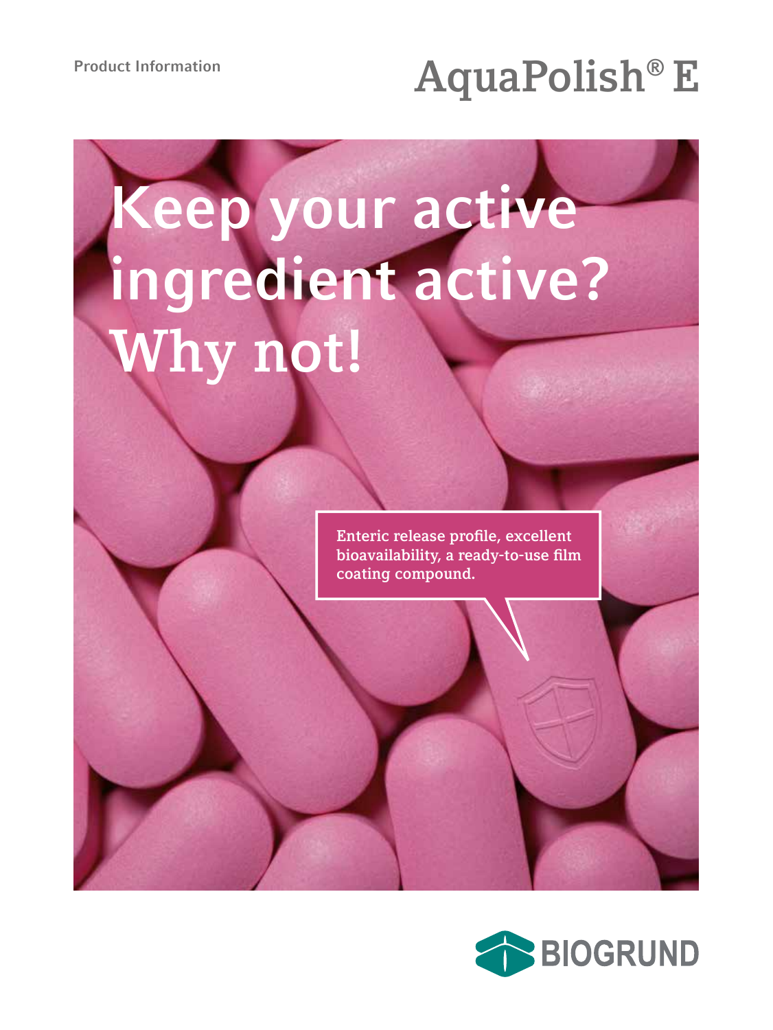Product Information

# AquaPolish® E

# Keep your active ingredient active? Why not!

Enteric release profile, excellent bioavailability, a ready-to-use film coating compound.

BIOGRUND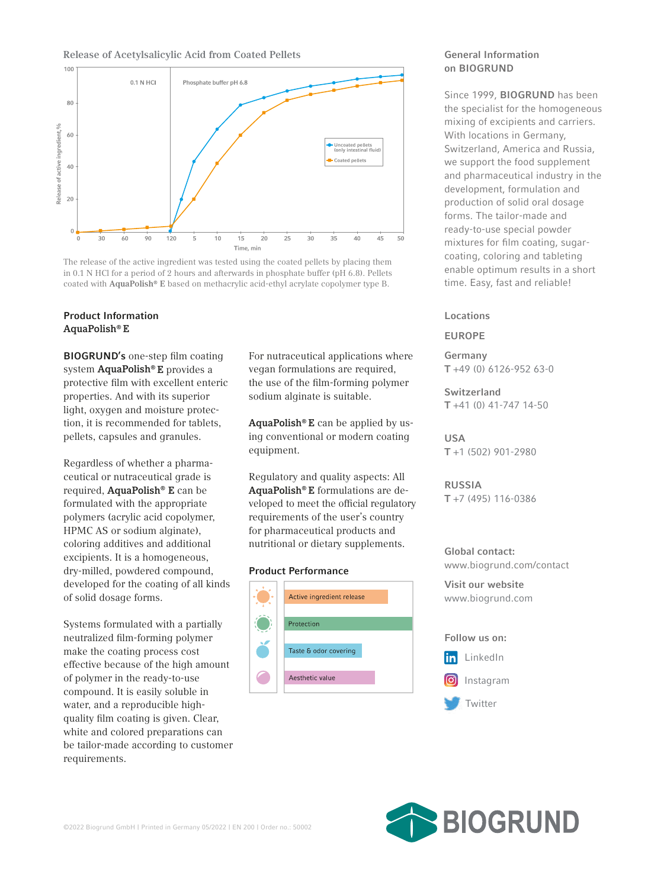### Release of Acetylsalicylic Acid from Coated Pellets

Release of active ingredient, %

100
80
60
40
20
0

0.1 N HCl

Phosphate buffer pH 6.8

Uncoated pellets (only intestinal fluid)

Coated pellets

0 30 60 90 120 5 10 15 20 25 30 35 40 45 50

Time, min

The release of the active ingredient was tested using the coated pellets by placing them in 0.1 N HCl for a period of 2 hours and afterwards in phosphate buffer (pH 6.8). Pellets coated with **AquaPolish® E** based on methacrylic acid-ethyl acrylate copolymer type B.

## Product Information AquaPolish® E

**BIOGRUND's** one-step film coating system **AquaPolish® E** provides a protective film with excellent enteric properties. And with its superior light, oxygen and moisture protection, it is recommended for tablets, pellets, capsules and granules.

Regardless of whether a pharmaceutical or nutraceutical grade is required, **AquaPolish® E** can be formulated with the appropriate polymers (acrylic acid copolymer, HPMC AS or sodium alginate), coloring additives and additional excipients. It is a homogeneous, dry-milled, powdered compound, developed for the coating of all kinds of solid dosage forms.

Systems formulated with a partially neutralized film-forming polymer make the coating process cost effective because of the high amount of polymer in the ready-to-use compound. It is easily soluble in water, and a reproducible high-quality film coating is given. Clear, white and colored preparations can be tailor-made according to customer requirements.

For nutraceutical applications where vegan formulations are required, the use of the film-forming polymer sodium alginate is suitable.

**AquaPolish® E** can be applied by using conventional or modern coating equipment.

Regulatory and quality aspects: All **AquaPolish® E** formulations are developed to meet the official regulatory requirements of the user's country for pharmaceutical products and nutritional or dietary supplements.

### Product Performance

Active ingredient release

Protection

Taste & odor covering

Aesthetic value

## General Information on BIOGRUND

Since 1999, **BIOGRUND** has been the specialist for the homogeneous mixing of excipients and carriers. With locations in Germany, Switzerland, America and Russia, we support the food supplement and pharmaceutical industry in the development, formulation and production of solid oral dosage forms. The tailor-made and ready-to-use special powder mixtures for film coating, sugar-coating, coloring and tableting enable optimum results in a short time. Easy, fast and reliable!

### Locations

**EUROPE**

**Germany**
**T** +49 (0) 6126-952 63-0

**Switzerland**
**T** +41 (0) 41-747 14-50

**USA**
**T** +1 (502) 901-2980

**RUSSIA**
**T** +7 (495) 116-0386

**Global contact:**
www.biogrund.com/contact

**Visit our website**
www.biogrund.com

**Follow us on:**

LinkedIn

Instagram

Twitter

©2022 Biogrund GmbH | Printed in Germany 05/2022 | EN 200 | Order no.: 50002

BIOGRUND